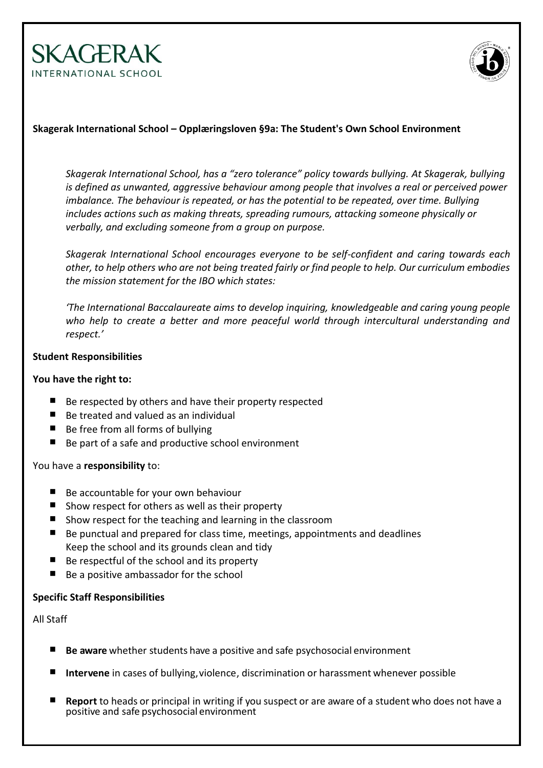**SKAGERAK**
INTERNATIONAL SCHOOL

## Skagerak International School – Opplæringsloven §9a: The Student's Own School Environment

*Skagerak International School, has a "zero tolerance" policy towards bullying. At Skagerak, bullying is defined as unwanted, aggressive behaviour among people that involves a real or perceived power imbalance. The behaviour is repeated, or has the potential to be repeated, over time. Bullying includes actions such as making threats, spreading rumours, attacking someone physically or verbally, and excluding someone from a group on purpose.*

*Skagerak International School encourages everyone to be self-confident and caring towards each other, to help others who are not being treated fairly or find people to help. Our curriculum embodies the mission statement for the IBO which states:*

*'The International Baccalaureate aims to develop inquiring, knowledgeable and caring young people who help to create a better and more peaceful world through intercultural understanding and respect.'*

### Student Responsibilities

**You have the right to:**

- Be respected by others and have their property respected
- Be treated and valued as an individual
- Be free from all forms of bullying
- Be part of a safe and productive school environment

You have a **responsibility** to:

- Be accountable for your own behaviour
- Show respect for others as well as their property
- Show respect for the teaching and learning in the classroom
- Be punctual and prepared for class time, meetings, appointments and deadlines
  Keep the school and its grounds clean and tidy
- Be respectful of the school and its property
- Be a positive ambassador for the school

### Specific Staff Responsibilities

All Staff

- **Be aware** whether students have a positive and safe psychosocial environment
- **Intervene** in cases of bullying, violence, discrimination or harassment whenever possible
- **Report** to heads or principal in writing if you suspect or are aware of a student who does not have a positive and safe psychosocial environment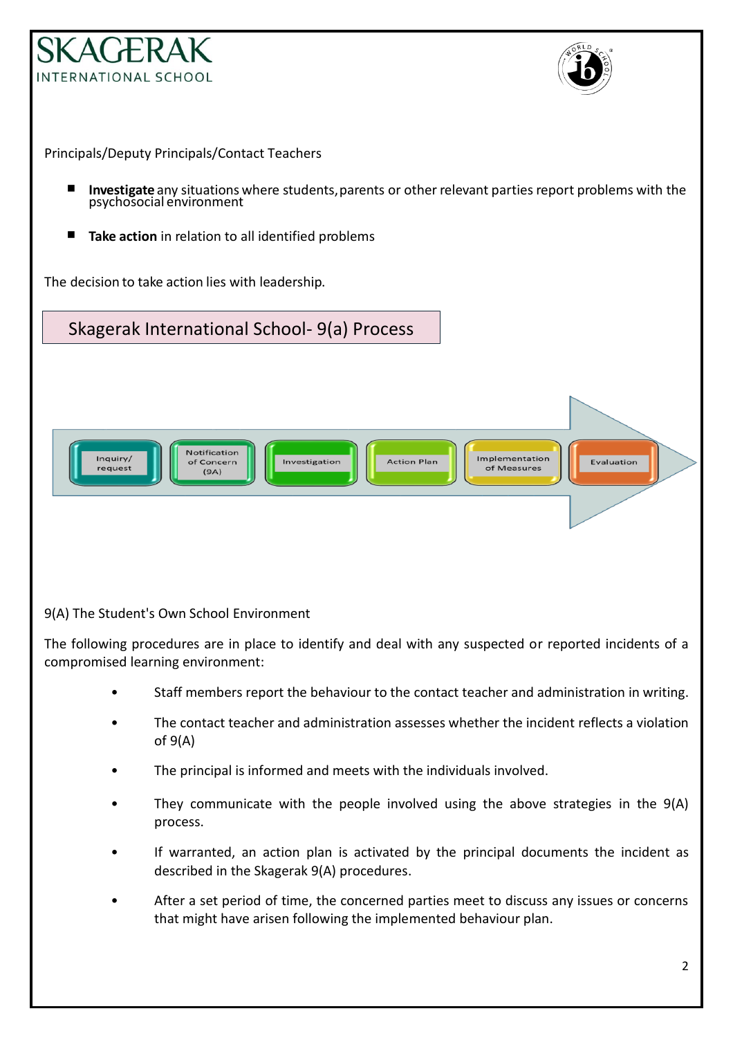Principals/Deputy Principals/Contact Teachers

- **Investigate** any situations where students, parents or other relevant parties report problems with the psychosocial environment
- **Take action** in relation to all identified problems

The decision to take action lies with leadership.

## Skagerak International School- 9(a) Process

Inquiry/request → Notification of Concern (9A) → Investigation → Action Plan → Implementation of Measures → Evaluation

9(A) The Student's Own School Environment

The following procedures are in place to identify and deal with any suspected or reported incidents of a compromised learning environment:

- Staff members report the behaviour to the contact teacher and administration in writing.
- The contact teacher and administration assesses whether the incident reflects a violation of 9(A)
- The principal is informed and meets with the individuals involved.
- They communicate with the people involved using the above strategies in the 9(A) process.
- If warranted, an action plan is activated by the principal documents the incident as described in the Skagerak 9(A) procedures.
- After a set period of time, the concerned parties meet to discuss any issues or concerns that might have arisen following the implemented behaviour plan.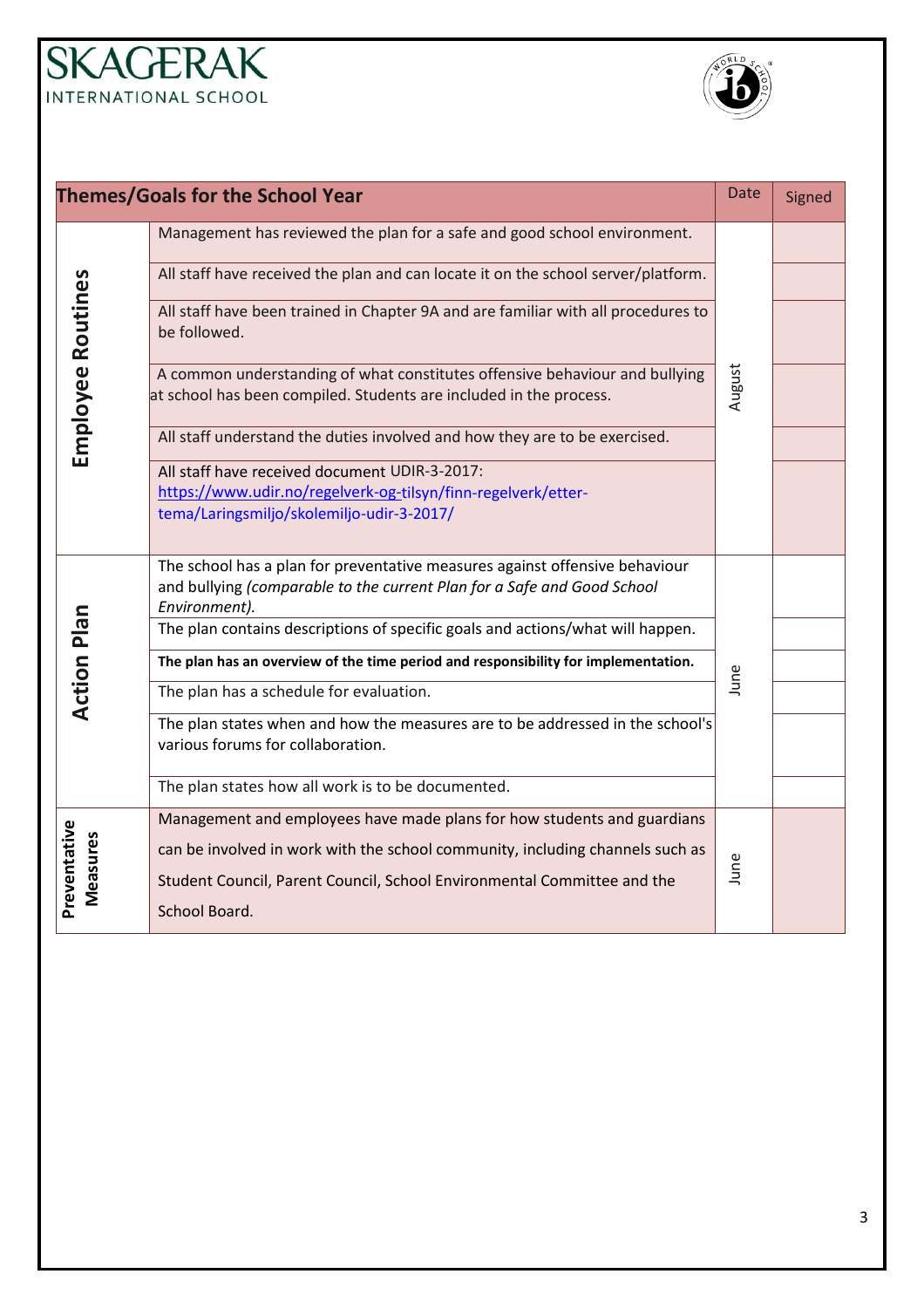SKAGERAK INTERNATIONAL SCHOOL

| Themes/Goals for the School Year | | Date | Signed |
|---|---|---|---|
| **Employee Routines** | Management has reviewed the plan for a safe and good school environment. | August | |
| | All staff have received the plan and can locate it on the school server/platform. | | |
| | All staff have been trained in Chapter 9A and are familiar with all procedures to be followed. | | |
| | A common understanding of what constitutes offensive behaviour and bullying at school has been compiled. Students are included in the process. | | |
| | All staff understand the duties involved and how they are to be exercised. | | |
| | All staff have received document UDIR-3-2017: https://www.udir.no/regelverk-og-tilsyn/finn-regelverk/etter-tema/Laringsmiljo/skolemiljo-udir-3-2017/ | | |
| **Action Plan** | The school has a plan for preventative measures against offensive behaviour and bullying *(comparable to the current Plan for a Safe and Good School Environment).* | June | |
| | The plan contains descriptions of specific goals and actions/what will happen. | | |
| | **The plan has an overview of the time period and responsibility for implementation.** | | |
| | The plan has a schedule for evaluation. | | |
| | The plan states when and how the measures are to be addressed in the school's various forums for collaboration. | | |
| | The plan states how all work is to be documented. | | |
| **Preventative Measures** | Management and employees have made plans for how students and guardians can be involved in work with the school community, including channels such as Student Council, Parent Council, School Environmental Committee and the School Board. | June | |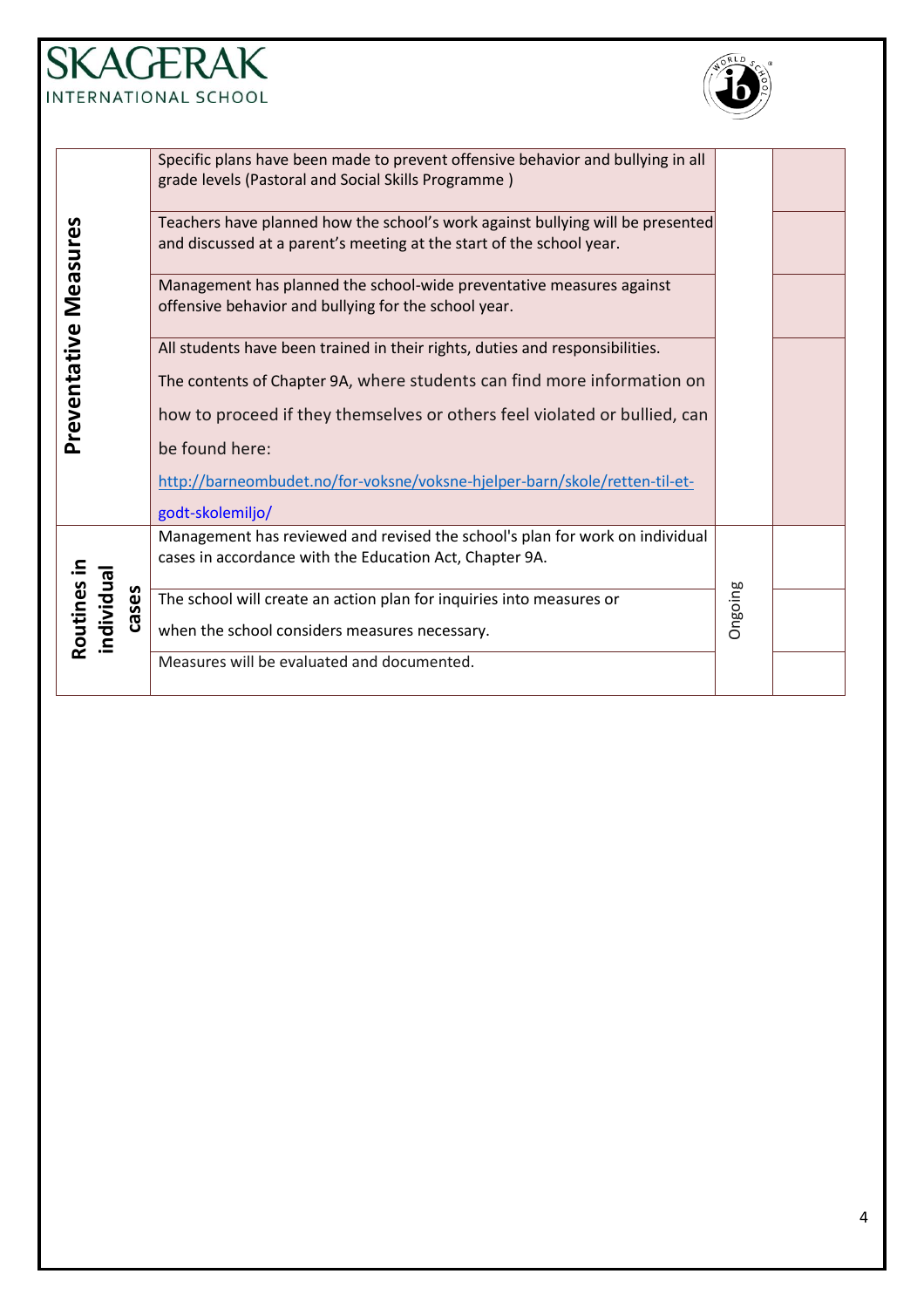| | | | |
|---|---|---|---|
| **Preventative Measures** | Specific plans have been made to prevent offensive behavior and bullying in all grade levels (Pastoral and Social Skills Programme ) | | |
| | Teachers have planned how the school's work against bullying will be presented and discussed at a parent's meeting at the start of the school year. | | |
| | Management has planned the school-wide preventative measures against offensive behavior and bullying for the school year. | | |
| | All students have been trained in their rights, duties and responsibilities. The contents of Chapter 9A, where students can find more information on how to proceed if they themselves or others feel violated or bullied, can be found here: [http://barneombudet.no/for-voksne/voksne-hjelper-barn/skole/retten-til-et-godt-skolemiljo/](http://barneombudet.no/for-voksne/voksne-hjelper-barn/skole/retten-til-et-godt-skolemiljo/) | | |
| **Routines in individual cases** | Management has reviewed and revised the school's plan for work on individual cases in accordance with the Education Act, Chapter 9A. | Ongoing | |
| | The school will create an action plan for inquiries into measures or when the school considers measures necessary. | | |
| | Measures will be evaluated and documented. | | |